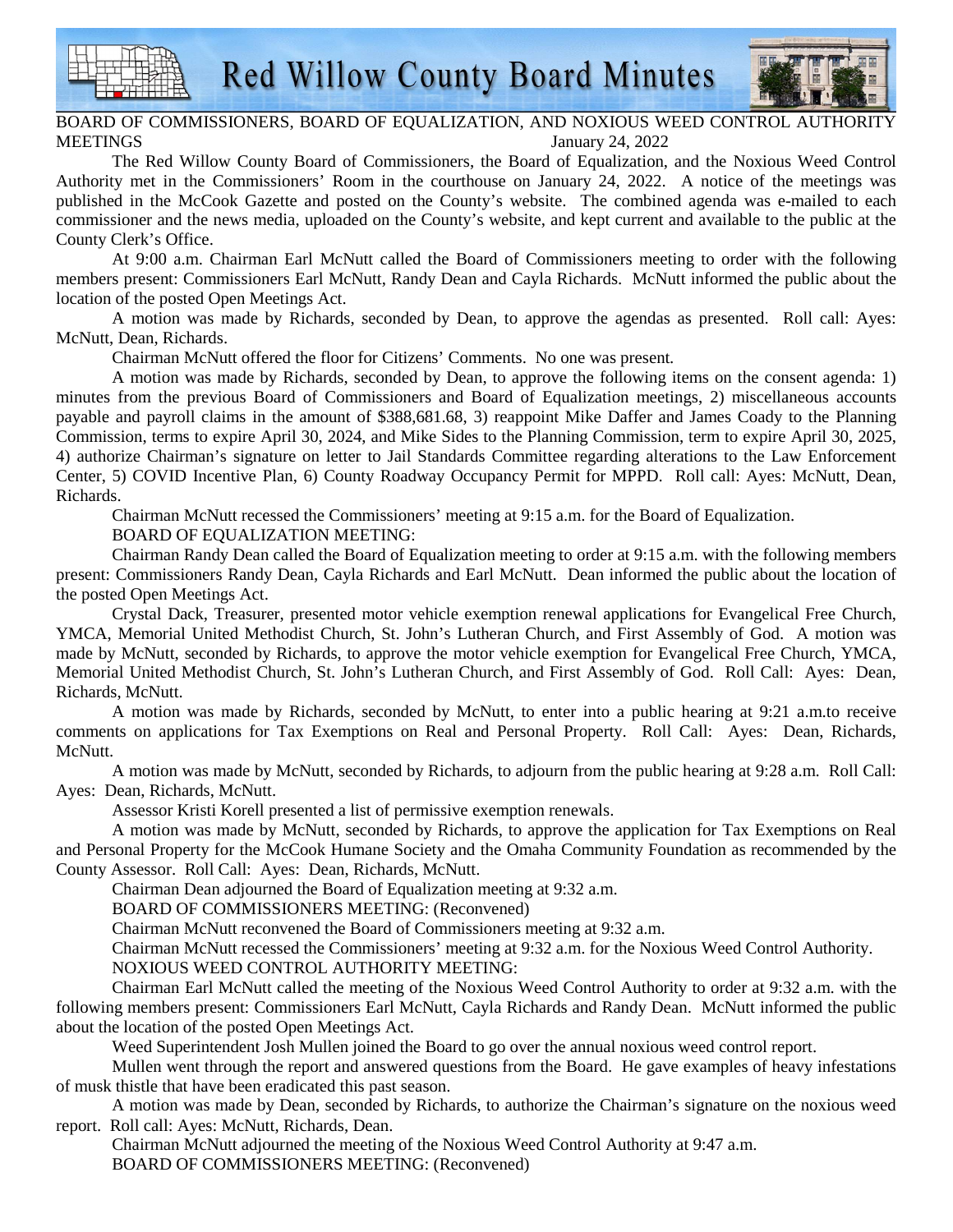# Red Willow County Board Minutes

BOARD OF COMMISSIONERS, BOARD OF EQUALIZATION, AND NOXIOUS WEED CONTROL AUTHORITY MEETINGS January 24, 2022

The Red Willow County Board of Commissioners, the Board of Equalization, and the Noxious Weed Control Authority met in the Commissioners' Room in the courthouse on January 24, 2022. A notice of the meetings was published in the McCook Gazette and posted on the County's website. The combined agenda was e-mailed to each commissioner and the news media, uploaded on the County's website, and kept current and available to the public at the County Clerk's Office.

At 9:00 a.m. Chairman Earl McNutt called the Board of Commissioners meeting to order with the following members present: Commissioners Earl McNutt, Randy Dean and Cayla Richards. McNutt informed the public about the location of the posted Open Meetings Act.

A motion was made by Richards, seconded by Dean, to approve the agendas as presented. Roll call: Ayes: McNutt, Dean, Richards.

Chairman McNutt offered the floor for Citizens' Comments. No one was present.

A motion was made by Richards, seconded by Dean, to approve the following items on the consent agenda: 1) minutes from the previous Board of Commissioners and Board of Equalization meetings, 2) miscellaneous accounts payable and payroll claims in the amount of $388,681.68, 3) reappoint Mike Daffer and James Coady to the Planning Commission, terms to expire April 30, 2024, and Mike Sides to the Planning Commission, term to expire April 30, 2025, 4) authorize Chairman's signature on letter to Jail Standards Committee regarding alterations to the Law Enforcement Center, 5) COVID Incentive Plan, 6) County Roadway Occupancy Permit for MPPD. Roll call: Ayes: McNutt, Dean, Richards.

Chairman McNutt recessed the Commissioners' meeting at 9:15 a.m. for the Board of Equalization.

BOARD OF EQUALIZATION MEETING:

Chairman Randy Dean called the Board of Equalization meeting to order at 9:15 a.m. with the following members present: Commissioners Randy Dean, Cayla Richards and Earl McNutt. Dean informed the public about the location of the posted Open Meetings Act.

Crystal Dack, Treasurer, presented motor vehicle exemption renewal applications for Evangelical Free Church, YMCA, Memorial United Methodist Church, St. John's Lutheran Church, and First Assembly of God. A motion was made by McNutt, seconded by Richards, to approve the motor vehicle exemption for Evangelical Free Church, YMCA, Memorial United Methodist Church, St. John's Lutheran Church, and First Assembly of God. Roll Call: Ayes: Dean, Richards, McNutt.

A motion was made by Richards, seconded by McNutt, to enter into a public hearing at 9:21 a.m.to receive comments on applications for Tax Exemptions on Real and Personal Property. Roll Call: Ayes: Dean, Richards, McNutt.

A motion was made by McNutt, seconded by Richards, to adjourn from the public hearing at 9:28 a.m. Roll Call: Ayes: Dean, Richards, McNutt.

Assessor Kristi Korell presented a list of permissive exemption renewals.

A motion was made by McNutt, seconded by Richards, to approve the application for Tax Exemptions on Real and Personal Property for the McCook Humane Society and the Omaha Community Foundation as recommended by the County Assessor. Roll Call: Ayes: Dean, Richards, McNutt.

Chairman Dean adjourned the Board of Equalization meeting at 9:32 a.m.

BOARD OF COMMISSIONERS MEETING: (Reconvened)

Chairman McNutt reconvened the Board of Commissioners meeting at 9:32 a.m.

Chairman McNutt recessed the Commissioners' meeting at 9:32 a.m. for the Noxious Weed Control Authority.

NOXIOUS WEED CONTROL AUTHORITY MEETING:

Chairman Earl McNutt called the meeting of the Noxious Weed Control Authority to order at 9:32 a.m. with the following members present: Commissioners Earl McNutt, Cayla Richards and Randy Dean. McNutt informed the public about the location of the posted Open Meetings Act.

Weed Superintendent Josh Mullen joined the Board to go over the annual noxious weed control report.

Mullen went through the report and answered questions from the Board. He gave examples of heavy infestations of musk thistle that have been eradicated this past season.

A motion was made by Dean, seconded by Richards, to authorize the Chairman's signature on the noxious weed report. Roll call: Ayes: McNutt, Richards, Dean.

Chairman McNutt adjourned the meeting of the Noxious Weed Control Authority at 9:47 a.m.

BOARD OF COMMISSIONERS MEETING: (Reconvened)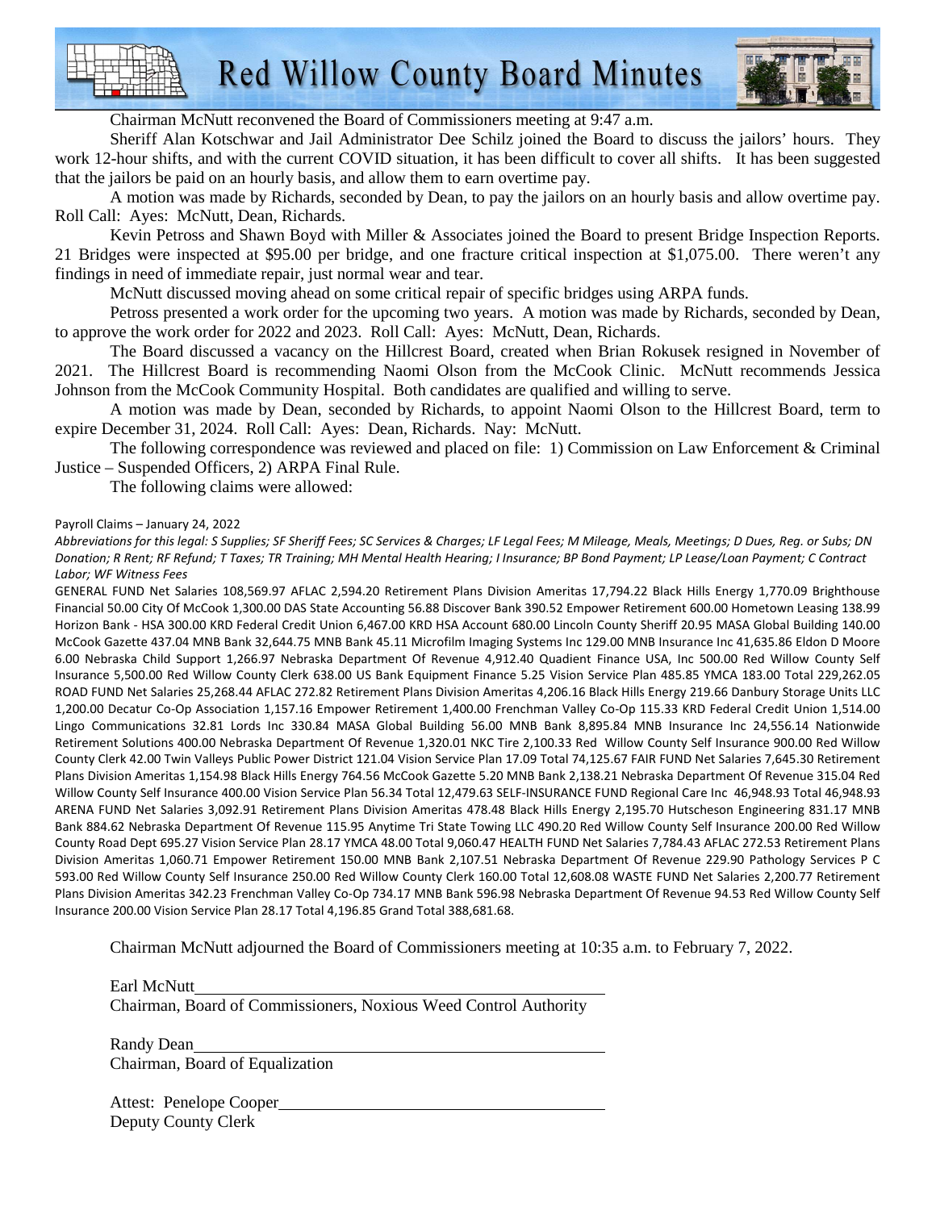Chairman McNutt reconvened the Board of Commissioners meeting at 9:47 a.m.

Sheriff Alan Kotschwar and Jail Administrator Dee Schilz joined the Board to discuss the jailors' hours. They work 12-hour shifts, and with the current COVID situation, it has been difficult to cover all shifts. It has been suggested that the jailors be paid on an hourly basis, and allow them to earn overtime pay.

A motion was made by Richards, seconded by Dean, to pay the jailors on an hourly basis and allow overtime pay. Roll Call: Ayes: McNutt, Dean, Richards.

Kevin Petross and Shawn Boyd with Miller & Associates joined the Board to present Bridge Inspection Reports. 21 Bridges were inspected at $95.00 per bridge, and one fracture critical inspection at $1,075.00. There weren't any findings in need of immediate repair, just normal wear and tear.

McNutt discussed moving ahead on some critical repair of specific bridges using ARPA funds.

Petross presented a work order for the upcoming two years. A motion was made by Richards, seconded by Dean, to approve the work order for 2022 and 2023. Roll Call: Ayes: McNutt, Dean, Richards.

The Board discussed a vacancy on the Hillcrest Board, created when Brian Rokusek resigned in November of 2021. The Hillcrest Board is recommending Naomi Olson from the McCook Clinic. McNutt recommends Jessica Johnson from the McCook Community Hospital. Both candidates are qualified and willing to serve.

A motion was made by Dean, seconded by Richards, to appoint Naomi Olson to the Hillcrest Board, term to expire December 31, 2024. Roll Call: Ayes: Dean, Richards. Nay: McNutt.

The following correspondence was reviewed and placed on file: 1) Commission on Law Enforcement & Criminal Justice – Suspended Officers, 2) ARPA Final Rule.

The following claims were allowed:

Payroll Claims – January 24, 2022

*Abbreviations for this legal: S Supplies; SF Sheriff Fees; SC Services & Charges; LF Legal Fees; M Mileage, Meals, Meetings; D Dues, Reg. or Subs; DN Donation; R Rent; RF Refund; T Taxes; TR Training; MH Mental Health Hearing; I Insurance; BP Bond Payment; LP Lease/Loan Payment; C Contract Labor; WF Witness Fees*

GENERAL FUND Net Salaries 108,569.97 AFLAC 2,594.20 Retirement Plans Division Ameritas 17,794.22 Black Hills Energy 1,770.09 Brighthouse Financial 50.00 City Of McCook 1,300.00 DAS State Accounting 56.88 Discover Bank 390.52 Empower Retirement 600.00 Hometown Leasing 138.99 Horizon Bank - HSA 300.00 KRD Federal Credit Union 6,467.00 KRD HSA Account 680.00 Lincoln County Sheriff 20.95 MASA Global Building 140.00 McCook Gazette 437.04 MNB Bank 32,644.75 MNB Bank 45.11 Microfilm Imaging Systems Inc 129.00 MNB Insurance Inc 41,635.86 Eldon D Moore 6.00 Nebraska Child Support 1,266.97 Nebraska Department Of Revenue 4,912.40 Quadient Finance USA, Inc 500.00 Red Willow County Self Insurance 5,500.00 Red Willow County Clerk 638.00 US Bank Equipment Finance 5.25 Vision Service Plan 485.85 YMCA 183.00 Total 229,262.05 ROAD FUND Net Salaries 25,268.44 AFLAC 272.82 Retirement Plans Division Ameritas 4,206.16 Black Hills Energy 219.66 Danbury Storage Units LLC 1,200.00 Decatur Co-Op Association 1,157.16 Empower Retirement 1,400.00 Frenchman Valley Co-Op 115.33 KRD Federal Credit Union 1,514.00 Lingo Communications 32.81 Lords Inc 330.84 MASA Global Building 56.00 MNB Bank 8,895.84 MNB Insurance Inc 24,556.14 Nationwide Retirement Solutions 400.00 Nebraska Department Of Revenue 1,320.01 NKC Tire 2,100.33 Red Willow County Self Insurance 900.00 Red Willow County Clerk 42.00 Twin Valleys Public Power District 121.04 Vision Service Plan 17.09 Total 74,125.67 FAIR FUND Net Salaries 7,645.30 Retirement Plans Division Ameritas 1,154.98 Black Hills Energy 764.56 McCook Gazette 5.20 MNB Bank 2,138.21 Nebraska Department Of Revenue 315.04 Red Willow County Self Insurance 400.00 Vision Service Plan 56.34 Total 12,479.63 SELF-INSURANCE FUND Regional Care Inc 46,948.93 Total 46,948.93 ARENA FUND Net Salaries 3,092.91 Retirement Plans Division Ameritas 478.48 Black Hills Energy 2,195.70 Hutscheson Engineering 831.17 MNB Bank 884.62 Nebraska Department Of Revenue 115.95 Anytime Tri State Towing LLC 490.20 Red Willow County Self Insurance 200.00 Red Willow County Road Dept 695.27 Vision Service Plan 28.17 YMCA 48.00 Total 9,060.47 HEALTH FUND Net Salaries 7,784.43 AFLAC 272.53 Retirement Plans Division Ameritas 1,060.71 Empower Retirement 150.00 MNB Bank 2,107.51 Nebraska Department Of Revenue 229.90 Pathology Services P C 593.00 Red Willow County Self Insurance 250.00 Red Willow County Clerk 160.00 Total 12,608.08 WASTE FUND Net Salaries 2,200.77 Retirement Plans Division Ameritas 342.23 Frenchman Valley Co-Op 734.17 MNB Bank 596.98 Nebraska Department Of Revenue 94.53 Red Willow County Self Insurance 200.00 Vision Service Plan 28.17 Total 4,196.85 Grand Total 388,681.68.

Chairman McNutt adjourned the Board of Commissioners meeting at 10:35 a.m. to February 7, 2022.

Earl McNutt\_\_\_\_\_\_\_\_\_\_\_\_\_\_\_\_\_\_\_\_\_\_\_\_\_\_\_\_\_\_\_\_\_\_\_\_
Chairman, Board of Commissioners, Noxious Weed Control Authority

Randy Dean\_\_\_\_\_\_\_\_\_\_\_\_\_\_\_\_\_\_\_\_\_\_\_\_\_\_\_\_\_\_\_\_\_\_\_\_
Chairman, Board of Equalization

Attest: Penelope Cooper\_\_\_\_\_\_\_\_\_\_\_\_\_\_\_\_\_\_\_\_\_\_\_\_\_\_\_\_
Deputy County Clerk